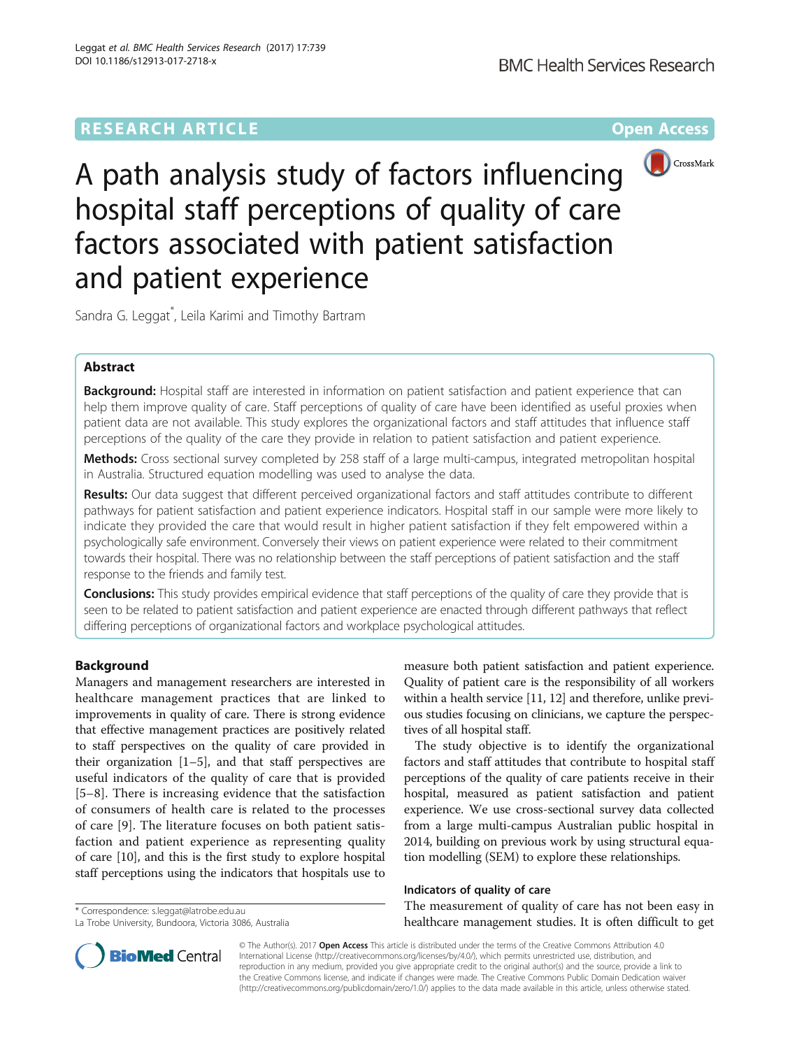RESEARCH ARTICLE

Open Access

# A path analysis study of factors influencing hospital staff perceptions of quality of care factors associated with patient satisfaction and patient experience

Sandra G. Leggat*, Leila Karimi and Timothy Bartram

## Abstract

**Background:** Hospital staff are interested in information on patient satisfaction and patient experience that can help them improve quality of care. Staff perceptions of quality of care have been identified as useful proxies when patient data are not available. This study explores the organizational factors and staff attitudes that influence staff perceptions of the quality of the care they provide in relation to patient satisfaction and patient experience.

**Methods:** Cross sectional survey completed by 258 staff of a large multi-campus, integrated metropolitan hospital in Australia. Structured equation modelling was used to analyse the data.

**Results:** Our data suggest that different perceived organizational factors and staff attitudes contribute to different pathways for patient satisfaction and patient experience indicators. Hospital staff in our sample were more likely to indicate they provided the care that would result in higher patient satisfaction if they felt empowered within a psychologically safe environment. Conversely their views on patient experience were related to their commitment towards their hospital. There was no relationship between the staff perceptions of patient satisfaction and the staff response to the friends and family test.

**Conclusions:** This study provides empirical evidence that staff perceptions of the quality of care they provide that is seen to be related to patient satisfaction and patient experience are enacted through different pathways that reflect differing perceptions of organizational factors and workplace psychological attitudes.

## Background

Managers and management researchers are interested in healthcare management practices that are linked to improvements in quality of care. There is strong evidence that effective management practices are positively related to staff perspectives on the quality of care provided in their organization [1–5], and that staff perspectives are useful indicators of the quality of care that is provided [5–8]. There is increasing evidence that the satisfaction of consumers of health care is related to the processes of care [9]. The literature focuses on both patient satisfaction and patient experience as representing quality of care [10], and this is the first study to explore hospital staff perceptions using the indicators that hospitals use to measure both patient satisfaction and patient experience. Quality of patient care is the responsibility of all workers within a health service [11, 12] and therefore, unlike previous studies focusing on clinicians, we capture the perspectives of all hospital staff.

The study objective is to identify the organizational factors and staff attitudes that contribute to hospital staff perceptions of the quality of care patients receive in their hospital, measured as patient satisfaction and patient experience. We use cross-sectional survey data collected from a large multi-campus Australian public hospital in 2014, building on previous work by using structural equation modelling (SEM) to explore these relationships.

### Indicators of quality of care

The measurement of quality of care has not been easy in healthcare management studies. It is often difficult to get

\* Correspondence: s.leggat@latrobe.edu.au
La Trobe University, Bundoora, Victoria 3086, Australia

© The Author(s). 2017 **Open Access** This article is distributed under the terms of the Creative Commons Attribution 4.0 International License (http://creativecommons.org/licenses/by/4.0/), which permits unrestricted use, distribution, and reproduction in any medium, provided you give appropriate credit to the original author(s) and the source, provide a link to the Creative Commons license, and indicate if changes were made. The Creative Commons Public Domain Dedication waiver (http://creativecommons.org/publicdomain/zero/1.0/) applies to the data made available in this article, unless otherwise stated.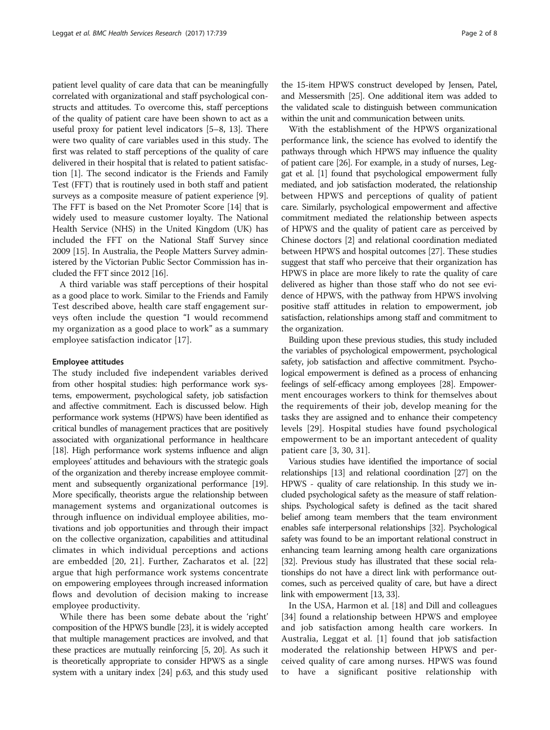patient level quality of care data that can be meaningfully correlated with organizational and staff psychological constructs and attitudes. To overcome this, staff perceptions of the quality of patient care have been shown to act as a useful proxy for patient level indicators [5–8, 13]. There were two quality of care variables used in this study. The first was related to staff perceptions of the quality of care delivered in their hospital that is related to patient satisfaction [1]. The second indicator is the Friends and Family Test (FFT) that is routinely used in both staff and patient surveys as a composite measure of patient experience [9]. The FFT is based on the Net Promoter Score [14] that is widely used to measure customer loyalty. The National Health Service (NHS) in the United Kingdom (UK) has included the FFT on the National Staff Survey since 2009 [15]. In Australia, the People Matters Survey administered by the Victorian Public Sector Commission has included the FFT since 2012 [16].

A third variable was staff perceptions of their hospital as a good place to work. Similar to the Friends and Family Test described above, health care staff engagement surveys often include the question "I would recommend my organization as a good place to work" as a summary employee satisfaction indicator [17].

#### Employee attitudes

The study included five independent variables derived from other hospital studies: high performance work systems, empowerment, psychological safety, job satisfaction and affective commitment. Each is discussed below. High performance work systems (HPWS) have been identified as critical bundles of management practices that are positively associated with organizational performance in healthcare [18]. High performance work systems influence and align employees' attitudes and behaviours with the strategic goals of the organization and thereby increase employee commitment and subsequently organizational performance [19]. More specifically, theorists argue the relationship between management systems and organizational outcomes is through influence on individual employee abilities, motivations and job opportunities and through their impact on the collective organization, capabilities and attitudinal climates in which individual perceptions and actions are embedded [20, 21]. Further, Zacharatos et al. [22] argue that high performance work systems concentrate on empowering employees through increased information flows and devolution of decision making to increase employee productivity.

While there has been some debate about the 'right' composition of the HPWS bundle [23], it is widely accepted that multiple management practices are involved, and that these practices are mutually reinforcing [5, 20]. As such it is theoretically appropriate to consider HPWS as a single system with a unitary index [24] p.63, and this study used the 15-item HPWS construct developed by Jensen, Patel, and Messersmith [25]. One additional item was added to the validated scale to distinguish between communication within the unit and communication between units.

With the establishment of the HPWS organizational performance link, the science has evolved to identify the pathways through which HPWS may influence the quality of patient care [26]. For example, in a study of nurses, Leggat et al. [1] found that psychological empowerment fully mediated, and job satisfaction moderated, the relationship between HPWS and perceptions of quality of patient care. Similarly, psychological empowerment and affective commitment mediated the relationship between aspects of HPWS and the quality of patient care as perceived by Chinese doctors [2] and relational coordination mediated between HPWS and hospital outcomes [27]. These studies suggest that staff who perceive that their organization has HPWS in place are more likely to rate the quality of care delivered as higher than those staff who do not see evidence of HPWS, with the pathway from HPWS involving positive staff attitudes in relation to empowerment, job satisfaction, relationships among staff and commitment to the organization.

Building upon these previous studies, this study included the variables of psychological empowerment, psychological safety, job satisfaction and affective commitment. Psychological empowerment is defined as a process of enhancing feelings of self-efficacy among employees [28]. Empowerment encourages workers to think for themselves about the requirements of their job, develop meaning for the tasks they are assigned and to enhance their competency levels [29]. Hospital studies have found psychological empowerment to be an important antecedent of quality patient care [3, 30, 31].

Various studies have identified the importance of social relationships [13] and relational coordination [27] on the HPWS - quality of care relationship. In this study we included psychological safety as the measure of staff relationships. Psychological safety is defined as the tacit shared belief among team members that the team environment enables safe interpersonal relationships [32]. Psychological safety was found to be an important relational construct in enhancing team learning among health care organizations [32]. Previous study has illustrated that these social relationships do not have a direct link with performance outcomes, such as perceived quality of care, but have a direct link with empowerment [13, 33].

In the USA, Harmon et al. [18] and Dill and colleagues [34] found a relationship between HPWS and employee and job satisfaction among health care workers. In Australia, Leggat et al. [1] found that job satisfaction moderated the relationship between HPWS and perceived quality of care among nurses. HPWS was found to have a significant positive relationship with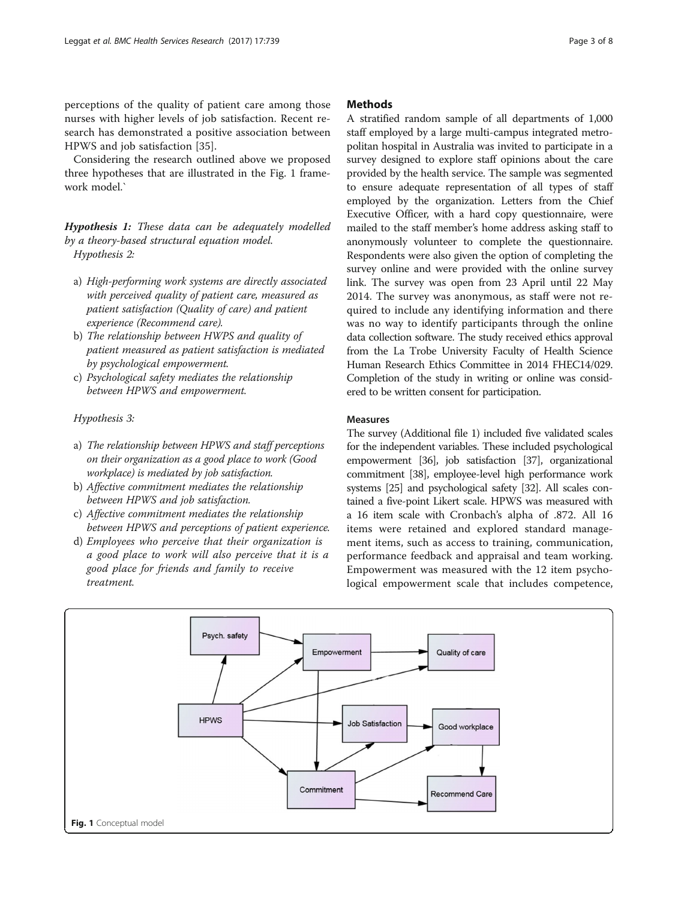perceptions of the quality of patient care among those nurses with higher levels of job satisfaction. Recent research has demonstrated a positive association between HPWS and job satisfaction [35].

Considering the research outlined above we proposed three hypotheses that are illustrated in the Fig. 1 framework model.`

***Hypothesis 1:*** *These data can be adequately modelled by a theory-based structural equation model.*

*Hypothesis 2:*

a) *High-performing work systems are directly associated with perceived quality of patient care, measured as patient satisfaction (Quality of care) and patient experience (Recommend care).*
b) *The relationship between HWPS and quality of patient measured as patient satisfaction is mediated by psychological empowerment.*
c) *Psychological safety mediates the relationship between HPWS and empowerment.*

*Hypothesis 3:*

a) *The relationship between HPWS and staff perceptions on their organization as a good place to work (Good workplace) is mediated by job satisfaction.*
b) *Affective commitment mediates the relationship between HPWS and job satisfaction.*
c) *Affective commitment mediates the relationship between HPWS and perceptions of patient experience.*
d) *Employees who perceive that their organization is a good place to work will also perceive that it is a good place for friends and family to receive treatment.*

## Methods

A stratified random sample of all departments of 1,000 staff employed by a large multi-campus integrated metropolitan hospital in Australia was invited to participate in a survey designed to explore staff opinions about the care provided by the health service. The sample was segmented to ensure adequate representation of all types of staff employed by the organization. Letters from the Chief Executive Officer, with a hard copy questionnaire, were mailed to the staff member's home address asking staff to anonymously volunteer to complete the questionnaire. Respondents were also given the option of completing the survey online and were provided with the online survey link. The survey was open from 23 April until 22 May 2014. The survey was anonymous, as staff were not required to include any identifying information and there was no way to identify participants through the online data collection software. The study received ethics approval from the La Trobe University Faculty of Health Science Human Research Ethics Committee in 2014 FHEC14/029. Completion of the study in writing or online was considered to be written consent for participation.

### Measures

The survey (Additional file 1) included five validated scales for the independent variables. These included psychological empowerment [36], job satisfaction [37], organizational commitment [38], employee-level high performance work systems [25] and psychological safety [32]. All scales contained a five-point Likert scale. HPWS was measured with a 16 item scale with Cronbach's alpha of .872. All 16 items were retained and explored standard management items, such as access to training, communication, performance feedback and appraisal and team working. Empowerment was measured with the 12 item psychological empowerment scale that includes competence,

**Fig. 1** Conceptual model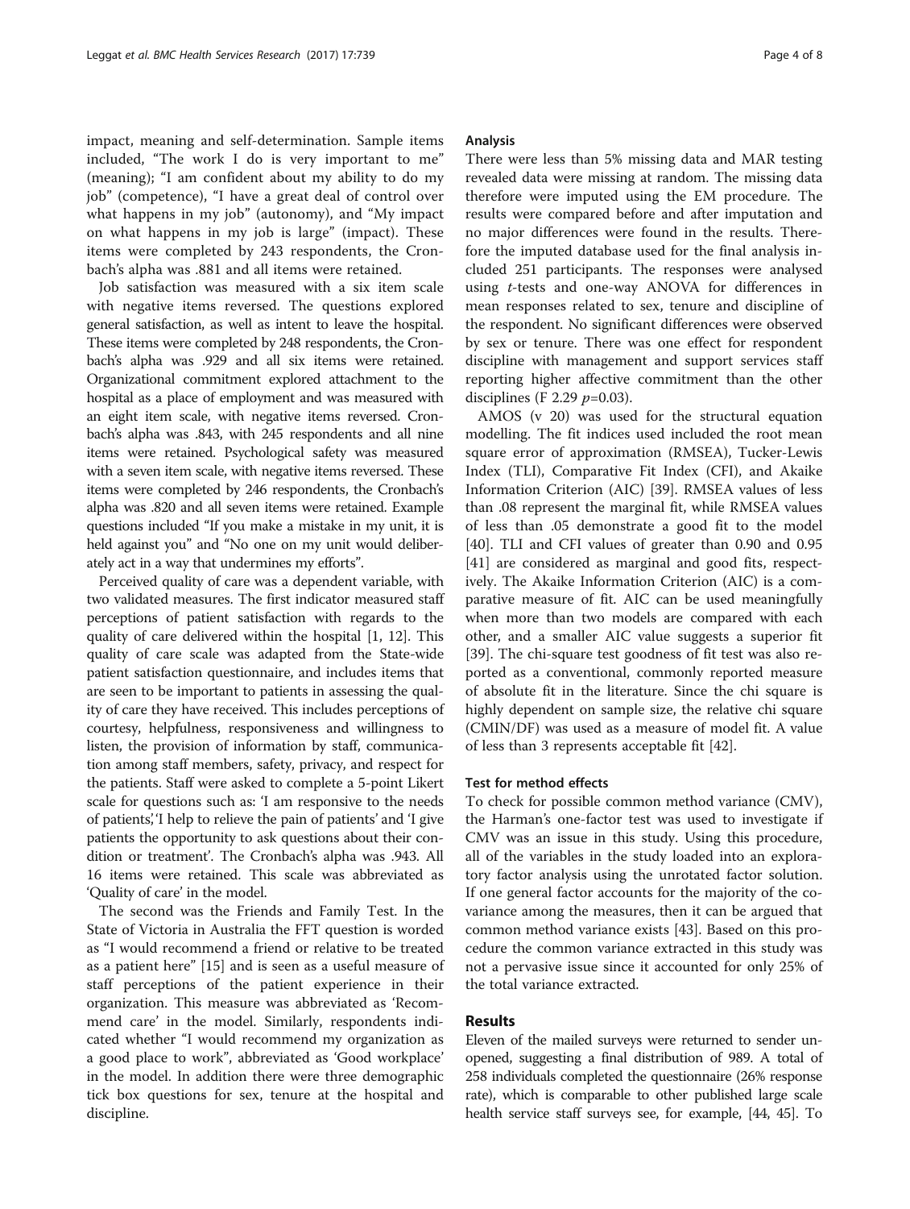impact, meaning and self-determination. Sample items included, "The work I do is very important to me" (meaning); "I am confident about my ability to do my job" (competence), "I have a great deal of control over what happens in my job" (autonomy), and "My impact on what happens in my job is large" (impact). These items were completed by 243 respondents, the Cronbach's alpha was .881 and all items were retained.

Job satisfaction was measured with a six item scale with negative items reversed. The questions explored general satisfaction, as well as intent to leave the hospital. These items were completed by 248 respondents, the Cronbach's alpha was .929 and all six items were retained. Organizational commitment explored attachment to the hospital as a place of employment and was measured with an eight item scale, with negative items reversed. Cronbach's alpha was .843, with 245 respondents and all nine items were retained. Psychological safety was measured with a seven item scale, with negative items reversed. These items were completed by 246 respondents, the Cronbach's alpha was .820 and all seven items were retained. Example questions included "If you make a mistake in my unit, it is held against you" and "No one on my unit would deliberately act in a way that undermines my efforts".

Perceived quality of care was a dependent variable, with two validated measures. The first indicator measured staff perceptions of patient satisfaction with regards to the quality of care delivered within the hospital [1, 12]. This quality of care scale was adapted from the State-wide patient satisfaction questionnaire, and includes items that are seen to be important to patients in assessing the quality of care they have received. This includes perceptions of courtesy, helpfulness, responsiveness and willingness to listen, the provision of information by staff, communication among staff members, safety, privacy, and respect for the patients. Staff were asked to complete a 5-point Likert scale for questions such as: 'I am responsive to the needs of patients', 'I help to relieve the pain of patients' and 'I give patients the opportunity to ask questions about their condition or treatment'. The Cronbach's alpha was .943. All 16 items were retained. This scale was abbreviated as 'Quality of care' in the model.

The second was the Friends and Family Test. In the State of Victoria in Australia the FFT question is worded as "I would recommend a friend or relative to be treated as a patient here" [15] and is seen as a useful measure of staff perceptions of the patient experience in their organization. This measure was abbreviated as 'Recommend care' in the model. Similarly, respondents indicated whether "I would recommend my organization as a good place to work", abbreviated as 'Good workplace' in the model. In addition there were three demographic tick box questions for sex, tenure at the hospital and discipline.

### Analysis

There were less than 5% missing data and MAR testing revealed data were missing at random. The missing data therefore were imputed using the EM procedure. The results were compared before and after imputation and no major differences were found in the results. Therefore the imputed database used for the final analysis included 251 participants. The responses were analysed using *t*-tests and one-way ANOVA for differences in mean responses related to sex, tenure and discipline of the respondent. No significant differences were observed by sex or tenure. There was one effect for respondent discipline with management and support services staff reporting higher affective commitment than the other disciplines (F 2.29 $p$=0.03).

AMOS (v 20) was used for the structural equation modelling. The fit indices used included the root mean square error of approximation (RMSEA), Tucker-Lewis Index (TLI), Comparative Fit Index (CFI), and Akaike Information Criterion (AIC) [39]. RMSEA values of less than .08 represent the marginal fit, while RMSEA values of less than .05 demonstrate a good fit to the model [40]. TLI and CFI values of greater than 0.90 and 0.95 [41] are considered as marginal and good fits, respectively. The Akaike Information Criterion (AIC) is a comparative measure of fit. AIC can be used meaningfully when more than two models are compared with each other, and a smaller AIC value suggests a superior fit [39]. The chi-square test goodness of fit test was also reported as a conventional, commonly reported measure of absolute fit in the literature. Since the chi square is highly dependent on sample size, the relative chi square (CMIN/DF) was used as a measure of model fit. A value of less than 3 represents acceptable fit [42].

### Test for method effects

To check for possible common method variance (CMV), the Harman's one-factor test was used to investigate if CMV was an issue in this study. Using this procedure, all of the variables in the study loaded into an exploratory factor analysis using the unrotated factor solution. If one general factor accounts for the majority of the covariance among the measures, then it can be argued that common method variance exists [43]. Based on this procedure the common variance extracted in this study was not a pervasive issue since it accounted for only 25% of the total variance extracted.

## Results

Eleven of the mailed surveys were returned to sender unopened, suggesting a final distribution of 989. A total of 258 individuals completed the questionnaire (26% response rate), which is comparable to other published large scale health service staff surveys see, for example, [44, 45]. To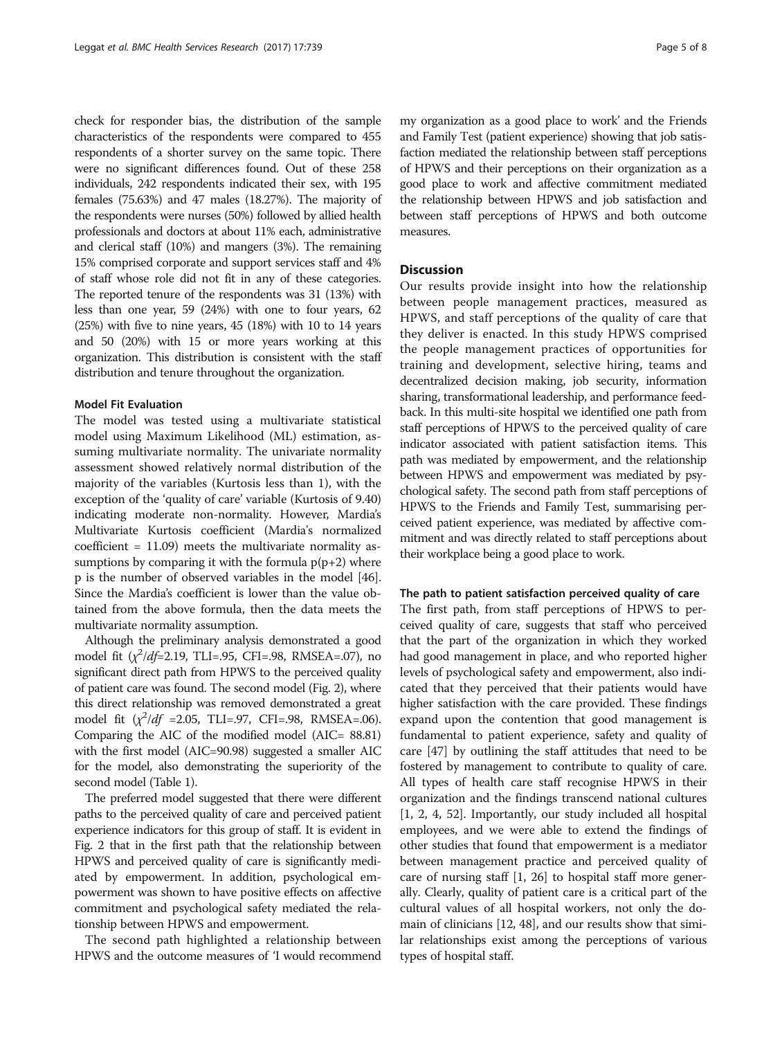check for responder bias, the distribution of the sample characteristics of the respondents were compared to 455 respondents of a shorter survey on the same topic. There were no significant differences found. Out of these 258 individuals, 242 respondents indicated their sex, with 195 females (75.63%) and 47 males (18.27%). The majority of the respondents were nurses (50%) followed by allied health professionals and doctors at about 11% each, administrative and clerical staff (10%) and mangers (3%). The remaining 15% comprised corporate and support services staff and 4% of staff whose role did not fit in any of these categories. The reported tenure of the respondents was 31 (13%) with less than one year, 59 (24%) with one to four years, 62 (25%) with five to nine years, 45 (18%) with 10 to 14 years and 50 (20%) with 15 or more years working at this organization. This distribution is consistent with the staff distribution and tenure throughout the organization.

### Model Fit Evaluation

The model was tested using a multivariate statistical model using Maximum Likelihood (ML) estimation, assuming multivariate normality. The univariate normality assessment showed relatively normal distribution of the majority of the variables (Kurtosis less than 1), with the exception of the 'quality of care' variable (Kurtosis of 9.40) indicating moderate non-normality. However, Mardia's Multivariate Kurtosis coefficient (Mardia's normalized coefficient = 11.09) meets the multivariate normality assumptions by comparing it with the formula $p(p+2)$ where p is the number of observed variables in the model [46]. Since the Mardia's coefficient is lower than the value obtained from the above formula, then the data meets the multivariate normality assumption.

Although the preliminary analysis demonstrated a good model fit ($\chi^2/df$=2.19, TLI=.95, CFI=.98, RMSEA=.07), no significant direct path from HPWS to the perceived quality of patient care was found. The second model (Fig. 2), where this direct relationship was removed demonstrated a great model fit ($\chi^2/df$ =2.05, TLI=.97, CFI=.98, RMSEA=.06). Comparing the AIC of the modified model (AIC= 88.81) with the first model (AIC=90.98) suggested a smaller AIC for the model, also demonstrating the superiority of the second model (Table 1).

The preferred model suggested that there were different paths to the perceived quality of care and perceived patient experience indicators for this group of staff. It is evident in Fig. 2 that in the first path that the relationship between HPWS and perceived quality of care is significantly mediated by empowerment. In addition, psychological empowerment was shown to have positive effects on affective commitment and psychological safety mediated the relationship between HPWS and empowerment.

The second path highlighted a relationship between HPWS and the outcome measures of 'I would recommend my organization as a good place to work' and the Friends and Family Test (patient experience) showing that job satisfaction mediated the relationship between staff perceptions of HPWS and their perceptions on their organization as a good place to work and affective commitment mediated the relationship between HPWS and job satisfaction and between staff perceptions of HPWS and both outcome measures.

## Discussion

Our results provide insight into how the relationship between people management practices, measured as HPWS, and staff perceptions of the quality of care that they deliver is enacted. In this study HPWS comprised the people management practices of opportunities for training and development, selective hiring, teams and decentralized decision making, job security, information sharing, transformational leadership, and performance feedback. In this multi-site hospital we identified one path from staff perceptions of HPWS to the perceived quality of care indicator associated with patient satisfaction items. This path was mediated by empowerment, and the relationship between HPWS and empowerment was mediated by psychological safety. The second path from staff perceptions of HPWS to the Friends and Family Test, summarising perceived patient experience, was mediated by affective commitment and was directly related to staff perceptions about their workplace being a good place to work.

### The path to patient satisfaction perceived quality of care

The first path, from staff perceptions of HPWS to perceived quality of care, suggests that staff who perceived that the part of the organization in which they worked had good management in place, and who reported higher levels of psychological safety and empowerment, also indicated that they perceived that their patients would have higher satisfaction with the care provided. These findings expand upon the contention that good management is fundamental to patient experience, safety and quality of care [47] by outlining the staff attitudes that need to be fostered by management to contribute to quality of care. All types of health care staff recognise HPWS in their organization and the findings transcend national cultures [1, 2, 4, 52]. Importantly, our study included all hospital employees, and we were able to extend the findings of other studies that found that empowerment is a mediator between management practice and perceived quality of care of nursing staff [1, 26] to hospital staff more generally. Clearly, quality of patient care is a critical part of the cultural values of all hospital workers, not only the domain of clinicians [12, 48], and our results show that similar relationships exist among the perceptions of various types of hospital staff.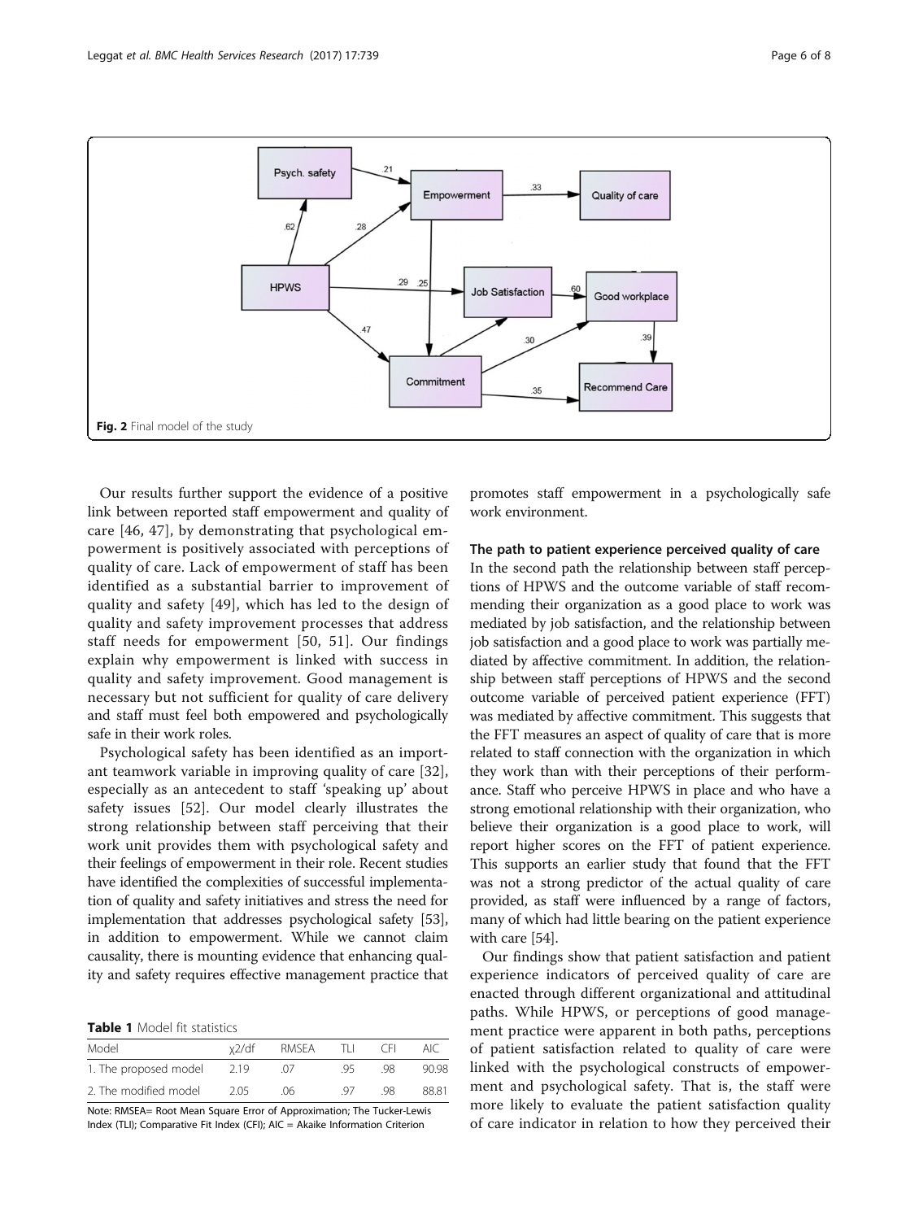Fig. 2 Final model of the study

Our results further support the evidence of a positive link between reported staff empowerment and quality of care [46, 47], by demonstrating that psychological empowerment is positively associated with perceptions of quality of care. Lack of empowerment of staff has been identified as a substantial barrier to improvement of quality and safety [49], which has led to the design of quality and safety improvement processes that address staff needs for empowerment [50, 51]. Our findings explain why empowerment is linked with success in quality and safety improvement. Good management is necessary but not sufficient for quality of care delivery and staff must feel both empowered and psychologically safe in their work roles.

Psychological safety has been identified as an important teamwork variable in improving quality of care [32], especially as an antecedent to staff 'speaking up' about safety issues [52]. Our model clearly illustrates the strong relationship between staff perceiving that their work unit provides them with psychological safety and their feelings of empowerment in their role. Recent studies have identified the complexities of successful implementation of quality and safety initiatives and stress the need for implementation that addresses psychological safety [53], in addition to empowerment. While we cannot claim causality, there is mounting evidence that enhancing quality and safety requires effective management practice that promotes staff empowerment in a psychologically safe work environment.

**Table 1** Model fit statistics

| Model | χ2/df | RMSEA | TLI | CFI | AIC |
|---|---|---|---|---|---|
| 1. The proposed model | 2.19 | .07 | .95 | .98 | 90.98 |
| 2. The modified model | 2.05 | .06 | .97 | .98 | 88.81 |

Note: RMSEA= Root Mean Square Error of Approximation; The Tucker-Lewis Index (TLI); Comparative Fit Index (CFI); AIC = Akaike Information Criterion

### The path to patient experience perceived quality of care

In the second path the relationship between staff perceptions of HPWS and the outcome variable of staff recommending their organization as a good place to work was mediated by job satisfaction, and the relationship between job satisfaction and a good place to work was partially mediated by affective commitment. In addition, the relationship between staff perceptions of HPWS and the second outcome variable of perceived patient experience (FFT) was mediated by affective commitment. This suggests that the FFT measures an aspect of quality of care that is more related to staff connection with the organization in which they work than with their perceptions of their performance. Staff who perceive HPWS in place and who have a strong emotional relationship with their organization, who believe their organization is a good place to work, will report higher scores on the FFT of patient experience. This supports an earlier study that found that the FFT was not a strong predictor of the actual quality of care provided, as staff were influenced by a range of factors, many of which had little bearing on the patient experience with care [54].

Our findings show that patient satisfaction and patient experience indicators of perceived quality of care are enacted through different organizational and attitudinal paths. While HPWS, or perceptions of good management practice were apparent in both paths, perceptions of patient satisfaction related to quality of care were linked with the psychological constructs of empowerment and psychological safety. That is, the staff were more likely to evaluate the patient satisfaction quality of care indicator in relation to how they perceived their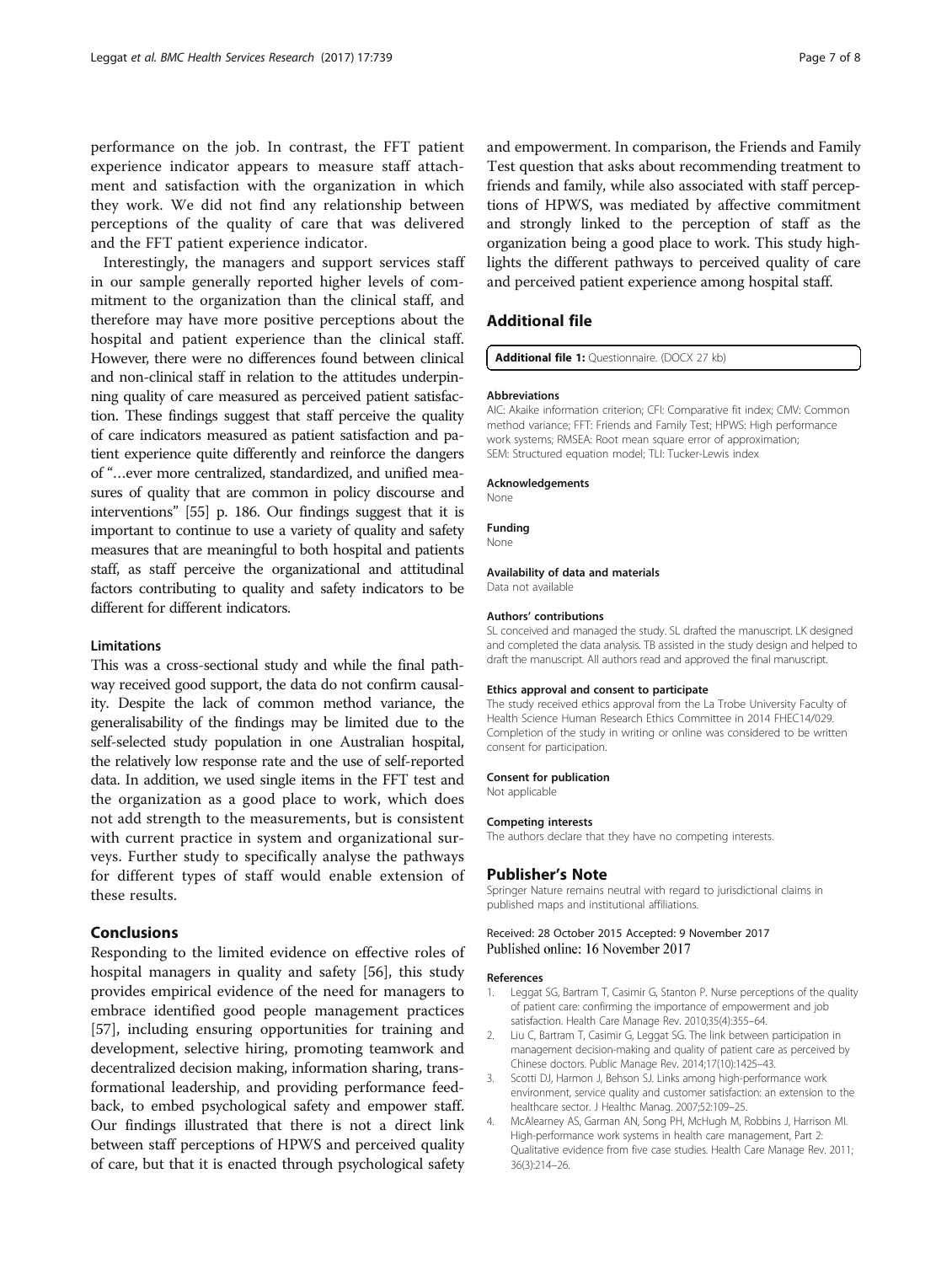performance on the job. In contrast, the FFT patient experience indicator appears to measure staff attachment and satisfaction with the organization in which they work. We did not find any relationship between perceptions of the quality of care that was delivered and the FFT patient experience indicator.

Interestingly, the managers and support services staff in our sample generally reported higher levels of commitment to the organization than the clinical staff, and therefore may have more positive perceptions about the hospital and patient experience than the clinical staff. However, there were no differences found between clinical and non-clinical staff in relation to the attitudes underpinning quality of care measured as perceived patient satisfaction. These findings suggest that staff perceive the quality of care indicators measured as patient satisfaction and patient experience quite differently and reinforce the dangers of "…ever more centralized, standardized, and unified measures of quality that are common in policy discourse and interventions" [55] p. 186. Our findings suggest that it is important to continue to use a variety of quality and safety measures that are meaningful to both hospital and patients staff, as staff perceive the organizational and attitudinal factors contributing to quality and safety indicators to be different for different indicators.

### Limitations

This was a cross-sectional study and while the final pathway received good support, the data do not confirm causality. Despite the lack of common method variance, the generalisability of the findings may be limited due to the self-selected study population in one Australian hospital, the relatively low response rate and the use of self-reported data. In addition, we used single items in the FFT test and the organization as a good place to work, which does not add strength to the measurements, but is consistent with current practice in system and organizational surveys. Further study to specifically analyse the pathways for different types of staff would enable extension of these results.

## Conclusions

Responding to the limited evidence on effective roles of hospital managers in quality and safety [56], this study provides empirical evidence of the need for managers to embrace identified good people management practices [57], including ensuring opportunities for training and development, selective hiring, promoting teamwork and decentralized decision making, information sharing, transformational leadership, and providing performance feedback, to embed psychological safety and empower staff. Our findings illustrated that there is not a direct link between staff perceptions of HPWS and perceived quality of care, but that it is enacted through psychological safety and empowerment. In comparison, the Friends and Family Test question that asks about recommending treatment to friends and family, while also associated with staff perceptions of HPWS, was mediated by affective commitment and strongly linked to the perception of staff as the organization being a good place to work. This study highlights the different pathways to perceived quality of care and perceived patient experience among hospital staff.

## Additional file

**Additional file 1:** Questionnaire. (DOCX 27 kb)

#### Abbreviations

AIC: Akaike information criterion; CFI: Comparative fit index; CMV: Common method variance; FFT: Friends and Family Test; HPWS: High performance work systems; RMSEA: Root mean square error of approximation; SEM: Structured equation model; TLI: Tucker-Lewis index

#### Acknowledgements

None

#### Funding

None

#### Availability of data and materials

Data not available

#### Authors' contributions

SL conceived and managed the study. SL drafted the manuscript. LK designed and completed the data analysis. TB assisted in the study design and helped to draft the manuscript. All authors read and approved the final manuscript.

#### Ethics approval and consent to participate

The study received ethics approval from the La Trobe University Faculty of Health Science Human Research Ethics Committee in 2014 FHEC14/029. Completion of the study in writing or online was considered to be written consent for participation.

#### Consent for publication

Not applicable

#### Competing interests

The authors declare that they have no competing interests.

## Publisher's Note

Springer Nature remains neutral with regard to jurisdictional claims in published maps and institutional affiliations.

Received: 28 October 2015 Accepted: 9 November 2017
Published online: 16 November 2017

#### References

1. Leggat SG, Bartram T, Casimir G, Stanton P. Nurse perceptions of the quality of patient care: confirming the importance of empowerment and job satisfaction. Health Care Manage Rev. 2010;35(4):355–64.
2. Liu C, Bartram T, Casimir G, Leggat SG. The link between participation in management decision-making and quality of patient care as perceived by Chinese doctors. Public Manage Rev. 2014;17(10):1425–43.
3. Scotti DJ, Harmon J, Behson SJ. Links among high-performance work environment, service quality and customer satisfaction: an extension to the healthcare sector. J Healthc Manag. 2007;52:109–25.
4. McAlearney AS, Garman AN, Song PH, McHugh M, Robbins J, Harrison MI. High-performance work systems in health care management, Part 2: Qualitative evidence from five case studies. Health Care Manage Rev. 2011; 36(3):214–26.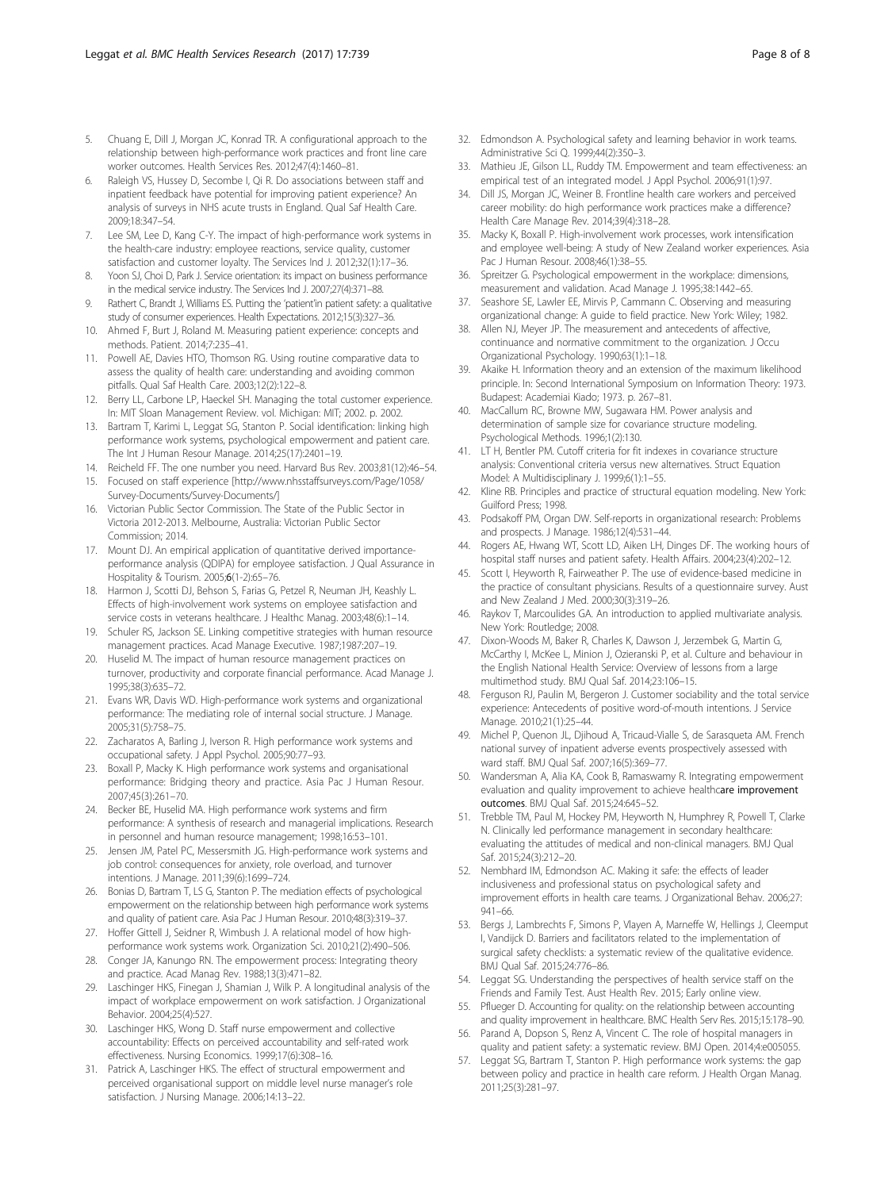5. Chuang E, Dill J, Morgan JC, Konrad TR. A configurational approach to the relationship between high-performance work practices and front line care worker outcomes. Health Services Res. 2012;47(4):1460–81.
6. Raleigh VS, Hussey D, Secombe I, Qi R. Do associations between staff and inpatient feedback have potential for improving patient experience? An analysis of surveys in NHS acute trusts in England. Qual Saf Health Care. 2009;18:347–54.
7. Lee SM, Lee D, Kang C-Y. The impact of high-performance work systems in the health-care industry: employee reactions, service quality, customer satisfaction and customer loyalty. The Services Ind J. 2012;32(1):17–36.
8. Yoon SJ, Choi D, Park J. Service orientation: its impact on business performance in the medical service industry. The Services Ind J. 2007;27(4):371–88.
9. Rathert C, Brandt J, Williams ES. Putting the 'patient'in patient safety: a qualitative study of consumer experiences. Health Expectations. 2012;15(3):327–36.
10. Ahmed F, Burt J, Roland M. Measuring patient experience: concepts and methods. Patient. 2014;7:235–41.
11. Powell AE, Davies HTO, Thomson RG. Using routine comparative data to assess the quality of health care: understanding and avoiding common pitfalls. Qual Saf Health Care. 2003;12(2):122–8.
12. Berry LL, Carbone LP, Haeckel SH. Managing the total customer experience. In: MIT Sloan Management Review. vol. Michigan: MIT; 2002. p. 2002.
13. Bartram T, Karimi L, Leggat SG, Stanton P. Social identification: linking high performance work systems, psychological empowerment and patient care. The Int J Human Resour Manage. 2014;25(17):2401–19.
14. Reicheld FF. The one number you need. Harvard Bus Rev. 2003;81(12):46–54.
15. Focused on staff experience [http://www.nhsstaffsurveys.com/Page/1058/Survey-Documents/Survey-Documents/]
16. Victorian Public Sector Commission. The State of the Public Sector in Victoria 2012-2013. Melbourne, Australia: Victorian Public Sector Commission; 2014.
17. Mount DJ. An empirical application of quantitative derived importance-performance analysis (QDIPA) for employee satisfaction. J Qual Assurance in Hospitality & Tourism. 2005;6(1-2):65–76.
18. Harmon J, Scotti DJ, Behson S, Farias G, Petzel R, Neuman JH, Keashly L. Effects of high-involvement work systems on employee satisfaction and service costs in veterans healthcare. J Healthc Manag. 2003;48(6):1–14.
19. Schuler RS, Jackson SE. Linking competitive strategies with human resource management practices. Acad Manage Executive. 1987;1987:207–19.
20. Huselid M. The impact of human resource management practices on turnover, productivity and corporate financial performance. Acad Manage J. 1995;38(3):635–72.
21. Evans WR, Davis WD. High-performance work systems and organizational performance: The mediating role of internal social structure. J Manage. 2005;31(5):758–75.
22. Zacharatos A, Barling J, Iverson R. High performance work systems and occupational safety. J Appl Psychol. 2005;90:77–93.
23. Boxall P, Macky K. High performance work systems and organisational performance: Bridging theory and practice. Asia Pac J Human Resour. 2007;45(3):261–70.
24. Becker BE, Huselid MA. High performance work systems and firm performance: A synthesis of research and managerial implications. Research in personnel and human resource management; 1998;16:53–101.
25. Jensen JM, Patel PC, Messersmith JG. High-performance work systems and job control: consequences for anxiety, role overload, and turnover intentions. J Manage. 2011;39(6):1699–724.
26. Bonias D, Bartram T, LS G, Stanton P. The mediation effects of psychological empowerment on the relationship between high performance work systems and quality of patient care. Asia Pac J Human Resour. 2010;48(3):319–37.
27. Hoffer Gittell J, Seidner R, Wimbush J. A relational model of how high-performance work systems work. Organization Sci. 2010;21(2):490–506.
28. Conger JA, Kanungo RN. The empowerment process: Integrating theory and practice. Acad Manag Rev. 1988;13(3):471–82.
29. Laschinger HKS, Finegan J, Shamian J, Wilk P. A longitudinal analysis of the impact of workplace empowerment on work satisfaction. J Organizational Behavior. 2004;25(4):527.
30. Laschinger HKS, Wong D. Staff nurse empowerment and collective accountability: Effects on perceived accountability and self-rated work effectiveness. Nursing Economics. 1999;17(6):308–16.
31. Patrick A, Laschinger HKS. The effect of structural empowerment and perceived organisational support on middle level nurse manager's role satisfaction. J Nursing Manage. 2006;14:13–22.
32. Edmondson A. Psychological safety and learning behavior in work teams. Administrative Sci Q. 1999;44(2):350–3.
33. Mathieu JE, Gilson LL, Ruddy TM. Empowerment and team effectiveness: an empirical test of an integrated model. J Appl Psychol. 2006;91(1):97.
34. Dill JS, Morgan JC, Weiner B. Frontline health care workers and perceived career mobility: do high performance work practices make a difference? Health Care Manage Rev. 2014;39(4):318–28.
35. Macky K, Boxall P. High-involvement work processes, work intensification and employee well-being: A study of New Zealand worker experiences. Asia Pac J Human Resour. 2008;46(1):38–55.
36. Spreitzer G. Psychological empowerment in the workplace: dimensions, measurement and validation. Acad Manage J. 1995;38:1442–65.
37. Seashore SE, Lawler EE, Mirvis P, Cammann C. Observing and measuring organizational change: A guide to field practice. New York: Wiley; 1982.
38. Allen NJ, Meyer JP. The measurement and antecedents of affective, continuance and normative commitment to the organization. J Occu Organizational Psychology. 1990;63(1):1–18.
39. Akaike H. Information theory and an extension of the maximum likelihood principle. In: Second International Symposium on Information Theory: 1973. Budapest: Academiai Kiado; 1973. p. 267–81.
40. MacCallum RC, Browne MW, Sugawara HM. Power analysis and determination of sample size for covariance structure modeling. Psychological Methods. 1996;1(2):130.
41. LT H, Bentler PM. Cutoff criteria for fit indexes in covariance structure analysis: Conventional criteria versus new alternatives. Struct Equation Model: A Multidisciplinary J. 1999;6(1):1–55.
42. Kline RB. Principles and practice of structural equation modeling. New York: Guilford Press; 1998.
43. Podsakoff PM, Organ DW. Self-reports in organizational research: Problems and prospects. J Manage. 1986;12(4):531–44.
44. Rogers AE, Hwang WT, Scott LD, Aiken LH, Dinges DF. The working hours of hospital staff nurses and patient safety. Health Affairs. 2004;23(4):202–12.
45. Scott I, Heyworth R, Fairweather P. The use of evidence-based medicine in the practice of consultant physicians. Results of a questionnaire survey. Aust and New Zealand J Med. 2000;30(3):319–26.
46. Raykov T, Marcoulides GA. An introduction to applied multivariate analysis. New York: Routledge; 2008.
47. Dixon-Woods M, Baker R, Charles K, Dawson J, Jerzembek G, Martin G, McCarthy I, McKee L, Minion J, Ozieranski P, et al. Culture and behaviour in the English National Health Service: Overview of lessons from a large multimethod study. BMJ Qual Saf. 2014;23:106–15.
48. Ferguson RJ, Paulin M, Bergeron J. Customer sociability and the total service experience: Antecedents of positive word-of-mouth intentions. J Service Manage. 2010;21(1):25–44.
49. Michel P, Quenon JL, Djihoud A, Tricaud-Vialle S, de Sarasqueta AM. French national survey of inpatient adverse events prospectively assessed with ward staff. BMJ Qual Saf. 2007;16(5):369–77.
50. Wandersman A, Alia KA, Cook B, Ramaswamy R. Integrating empowerment evaluation and quality improvement to achieve healthcare improvement outcomes. BMJ Qual Saf. 2015;24:645–52.
51. Trebble TM, Paul M, Hockey PM, Heyworth N, Humphrey R, Powell T, Clarke N. Clinically led performance management in secondary healthcare: evaluating the attitudes of medical and non-clinical managers. BMJ Qual Saf. 2015;24(3):212–20.
52. Nembhard IM, Edmondson AC. Making it safe: the effects of leader inclusiveness and professional status on psychological safety and improvement efforts in health care teams. J Organizational Behav. 2006;27:941–66.
53. Bergs J, Lambrechts F, Simons P, Vlayen A, Marneffe W, Hellings J, Cleemput I, Vandijck D. Barriers and facilitators related to the implementation of surgical safety checklists: a systematic review of the qualitative evidence. BMJ Qual Saf. 2015;24:776–86.
54. Leggat SG. Understanding the perspectives of health service staff on the Friends and Family Test. Aust Health Rev. 2015; Early online view.
55. Pflueger D. Accounting for quality: on the relationship between accounting and quality improvement in healthcare. BMC Health Serv Res. 2015;15:178–90.
56. Parand A, Dopson S, Renz A, Vincent C. The role of hospital managers in quality and patient safety: a systematic review. BMJ Open. 2014;4:e005055.
57. Leggat SG, Bartram T, Stanton P. High performance work systems: the gap between policy and practice in health care reform. J Health Organ Manag. 2011;25(3):281–97.